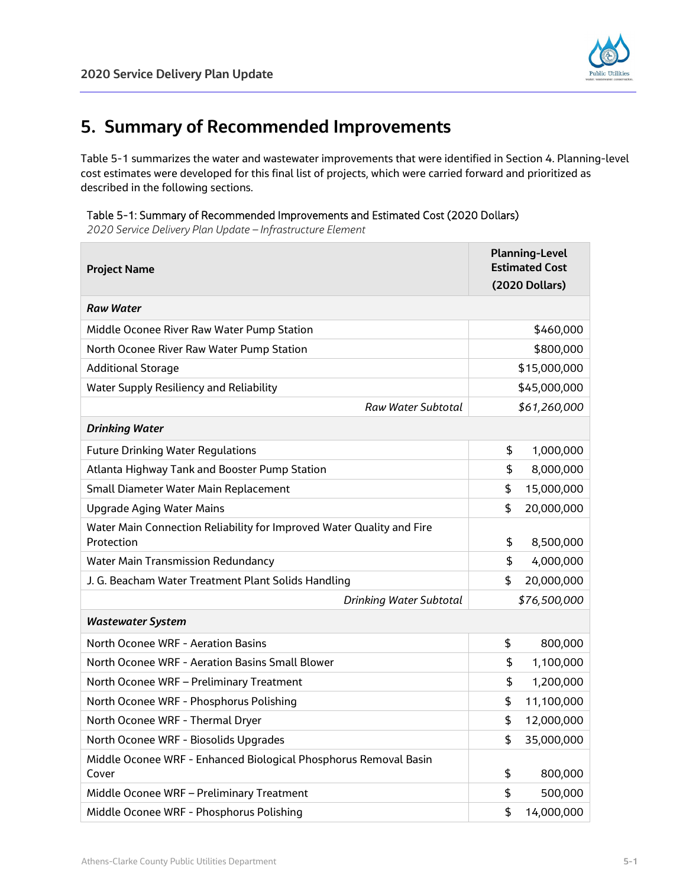# 5. Summary of Recommended Improvements

Table 5-1 summarizes the water and wastewater improvements that were identified in Section 4. Planning-level cost estimates were developed for this final list of projects, which were carried forward and prioritized as described in the following sections.

Table 5-1: Summary of Recommended Improvements and Estimated Cost (2020 Dollars)

*2020 Service Delivery Plan Update – Infrastructure Element*

| Project Name | Planning-Level Estimated Cost (2020 Dollars) |
|---|---|
| ***Raw Water*** | |
| Middle Oconee River Raw Water Pump Station | $460,000 |
| North Oconee River Raw Water Pump Station | $800,000 |
| Additional Storage | $15,000,000 |
| Water Supply Resiliency and Reliability | $45,000,000 |
| *Raw Water Subtotal* | *$61,260,000* |
| ***Drinking Water*** | |
| Future Drinking Water Regulations | $ 1,000,000 |
| Atlanta Highway Tank and Booster Pump Station | $ 8,000,000 |
| Small Diameter Water Main Replacement | $ 15,000,000 |
| Upgrade Aging Water Mains | $ 20,000,000 |
| Water Main Connection Reliability for Improved Water Quality and Fire Protection | $ 8,500,000 |
| Water Main Transmission Redundancy | $ 4,000,000 |
| J. G. Beacham Water Treatment Plant Solids Handling | $ 20,000,000 |
| *Drinking Water Subtotal* | *$76,500,000* |
| ***Wastewater System*** | |
| North Oconee WRF - Aeration Basins | $ 800,000 |
| North Oconee WRF - Aeration Basins Small Blower | $ 1,100,000 |
| North Oconee WRF – Preliminary Treatment | $ 1,200,000 |
| North Oconee WRF - Phosphorus Polishing | $ 11,100,000 |
| North Oconee WRF - Thermal Dryer | $ 12,000,000 |
| North Oconee WRF - Biosolids Upgrades | $ 35,000,000 |
| Middle Oconee WRF - Enhanced Biological Phosphorus Removal Basin Cover | $ 800,000 |
| Middle Oconee WRF – Preliminary Treatment | $ 500,000 |
| Middle Oconee WRF - Phosphorus Polishing | $ 14,000,000 |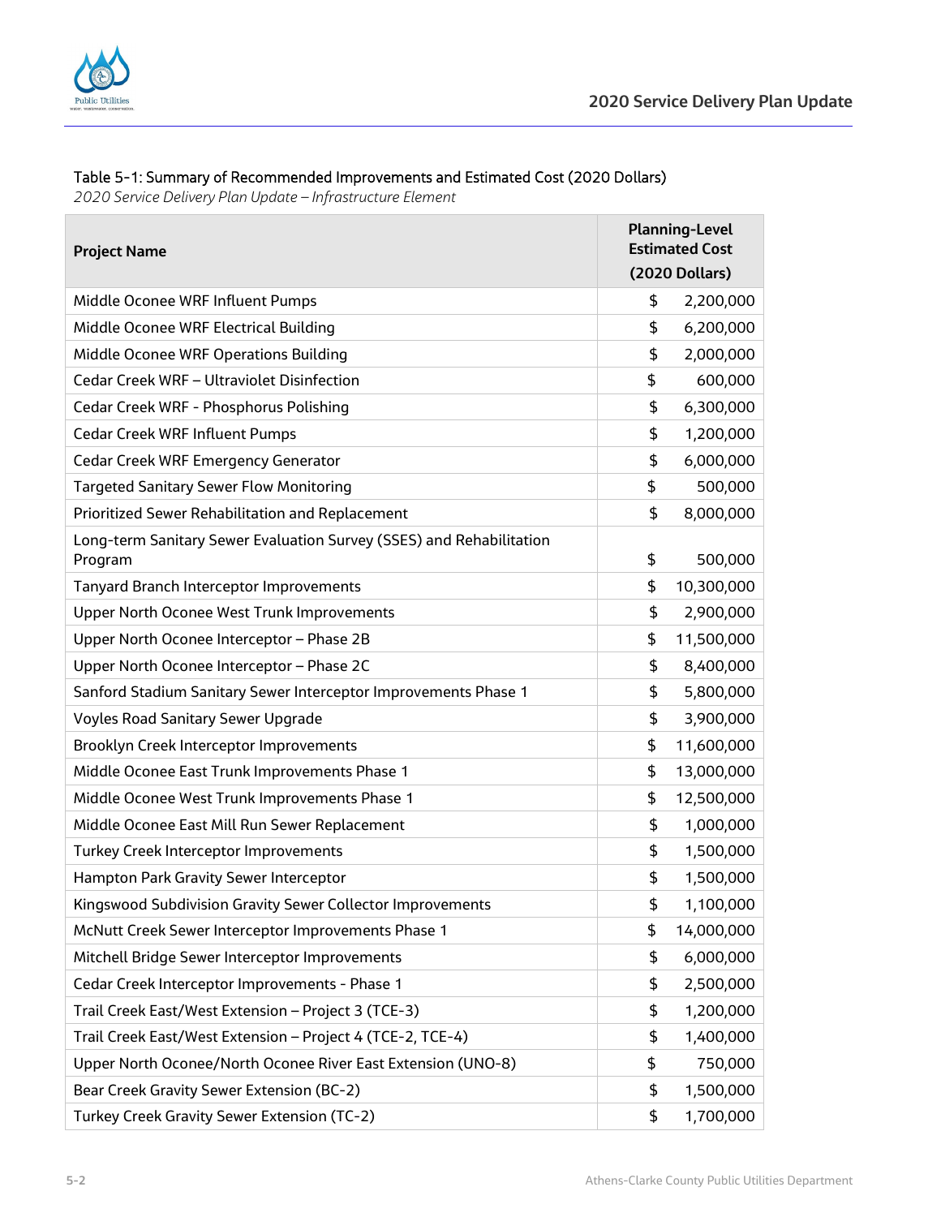Table 5-1: Summary of Recommended Improvements and Estimated Cost (2020 Dollars)

*2020 Service Delivery Plan Update – Infrastructure Element*

| Project Name | Planning-Level Estimated Cost (2020 Dollars) |
|---|---|
| Middle Oconee WRF Influent Pumps | $ 2,200,000 |
| Middle Oconee WRF Electrical Building | $ 6,200,000 |
| Middle Oconee WRF Operations Building | $ 2,000,000 |
| Cedar Creek WRF – Ultraviolet Disinfection | $ 600,000 |
| Cedar Creek WRF - Phosphorus Polishing | $ 6,300,000 |
| Cedar Creek WRF Influent Pumps | $ 1,200,000 |
| Cedar Creek WRF Emergency Generator | $ 6,000,000 |
| Targeted Sanitary Sewer Flow Monitoring | $ 500,000 |
| Prioritized Sewer Rehabilitation and Replacement | $ 8,000,000 |
| Long-term Sanitary Sewer Evaluation Survey (SSES) and Rehabilitation Program | $ 500,000 |
| Tanyard Branch Interceptor Improvements | $ 10,300,000 |
| Upper North Oconee West Trunk Improvements | $ 2,900,000 |
| Upper North Oconee Interceptor – Phase 2B | $ 11,500,000 |
| Upper North Oconee Interceptor – Phase 2C | $ 8,400,000 |
| Sanford Stadium Sanitary Sewer Interceptor Improvements Phase 1 | $ 5,800,000 |
| Voyles Road Sanitary Sewer Upgrade | $ 3,900,000 |
| Brooklyn Creek Interceptor Improvements | $ 11,600,000 |
| Middle Oconee East Trunk Improvements Phase 1 | $ 13,000,000 |
| Middle Oconee West Trunk Improvements Phase 1 | $ 12,500,000 |
| Middle Oconee East Mill Run Sewer Replacement | $ 1,000,000 |
| Turkey Creek Interceptor Improvements | $ 1,500,000 |
| Hampton Park Gravity Sewer Interceptor | $ 1,500,000 |
| Kingswood Subdivision Gravity Sewer Collector Improvements | $ 1,100,000 |
| McNutt Creek Sewer Interceptor Improvements Phase 1 | $ 14,000,000 |
| Mitchell Bridge Sewer Interceptor Improvements | $ 6,000,000 |
| Cedar Creek Interceptor Improvements - Phase 1 | $ 2,500,000 |
| Trail Creek East/West Extension – Project 3 (TCE-3) | $ 1,200,000 |
| Trail Creek East/West Extension – Project 4 (TCE-2, TCE-4) | $ 1,400,000 |
| Upper North Oconee/North Oconee River East Extension (UNO-8) | $ 750,000 |
| Bear Creek Gravity Sewer Extension (BC-2) | $ 1,500,000 |
| Turkey Creek Gravity Sewer Extension (TC-2) | $ 1,700,000 |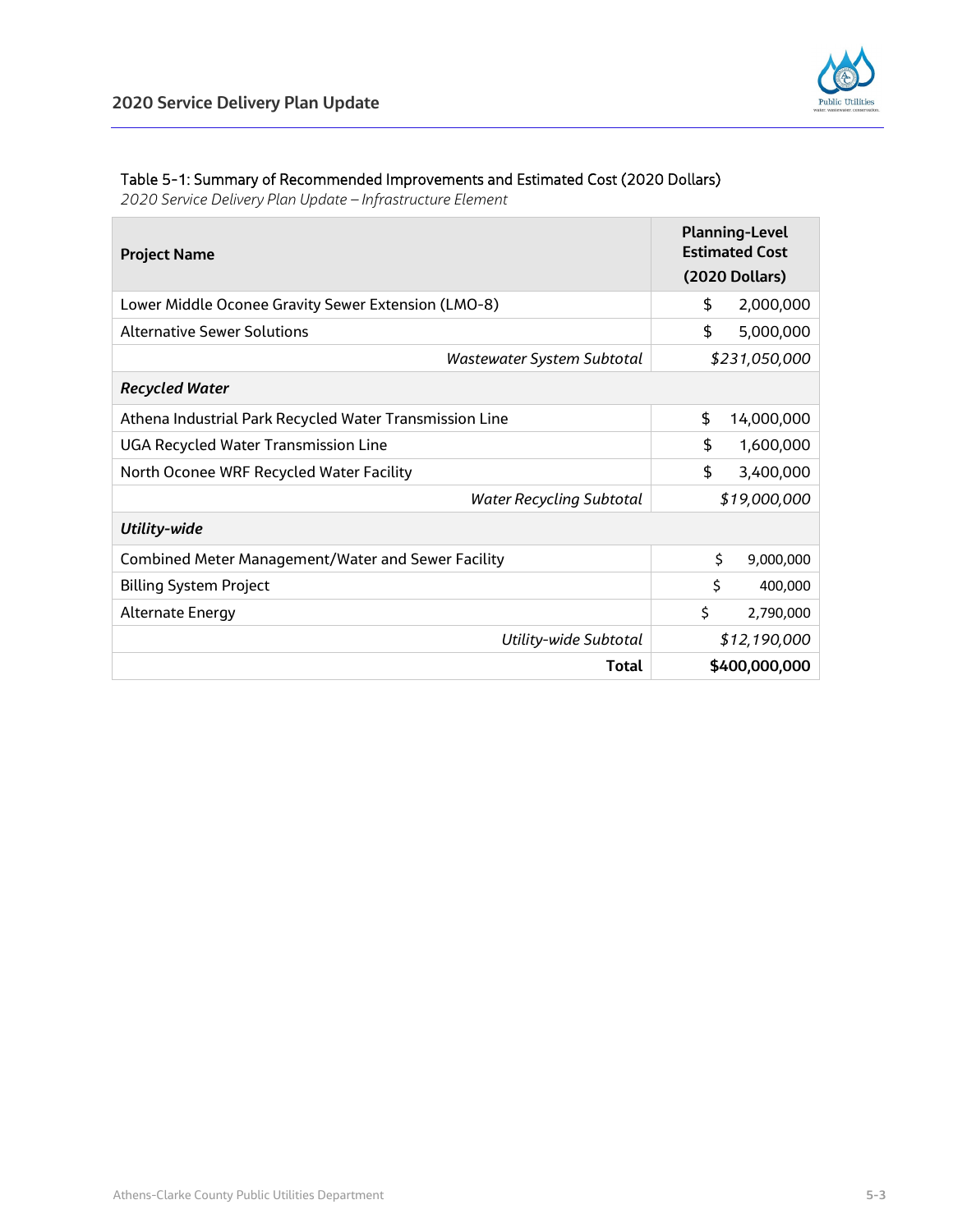Table 5-1: Summary of Recommended Improvements and Estimated Cost (2020 Dollars)

*2020 Service Delivery Plan Update – Infrastructure Element*

| Project Name | Planning-Level Estimated Cost (2020 Dollars) |
|---|---|
| Lower Middle Oconee Gravity Sewer Extension (LMO-8) | $ 2,000,000 |
| Alternative Sewer Solutions | $ 5,000,000 |
| *Wastewater System Subtotal* | *$231,050,000* |
| ***Recycled Water*** | |
| Athena Industrial Park Recycled Water Transmission Line | $ 14,000,000 |
| UGA Recycled Water Transmission Line | $ 1,600,000 |
| North Oconee WRF Recycled Water Facility | $ 3,400,000 |
| *Water Recycling Subtotal* | *$19,000,000* |
| ***Utility-wide*** | |
| Combined Meter Management/Water and Sewer Facility | $ 9,000,000 |
| Billing System Project | $ 400,000 |
| Alternate Energy | $ 2,790,000 |
| *Utility-wide Subtotal* | *$12,190,000* |
| **Total** | **$400,000,000** |